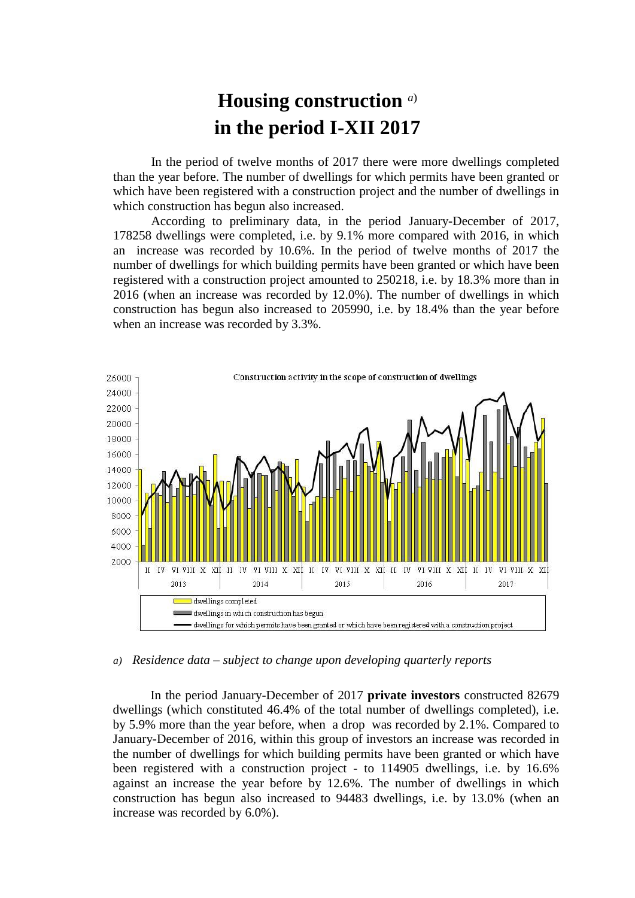# Housing construction [a] in the period I-XII 2017

In the period of twelve months of 2017 there were more dwellings completed than the year before. The number of dwellings for which permits have been granted or which have been registered with a construction project and the number of dwellings in which construction has begun also increased.

According to preliminary data, in the period January-December of 2017, 178258 dwellings were completed, i.e. by 9.1% more compared with 2016, in which an increase was recorded by 10.6%. In the period of twelve months of 2017 the number of dwellings for which building permits have been granted or which have been registered with a construction project amounted to 250218, i.e. by 18.3% more than in 2016 (when an increase was recorded by 12.0%). The number of dwellings in which construction has begun also increased to 205990, i.e. by 18.4% than the year before when an increase was recorded by 3.3%.

Construction activity in the scope of construction of dwellings

- dwellings completed
- dwellings in which construction has begun
- dwellings for which permits have been granted or which have been registered with a construction project

*a) Residence data – subject to change upon developing quarterly reports*

In the period January-December of 2017 **private investors** constructed 82679 dwellings (which constituted 46.4% of the total number of dwellings completed), i.e. by 5.9% more than the year before, when a drop was recorded by 2.1%. Compared to January-December of 2016, within this group of investors an increase was recorded in the number of dwellings for which building permits have been granted or which have been registered with a construction project - to 114905 dwellings, i.e. by 16.6% against an increase the year before by 12.6%. The number of dwellings in which construction has begun also increased to 94483 dwellings, i.e. by 13.0% (when an increase was recorded by 6.0%).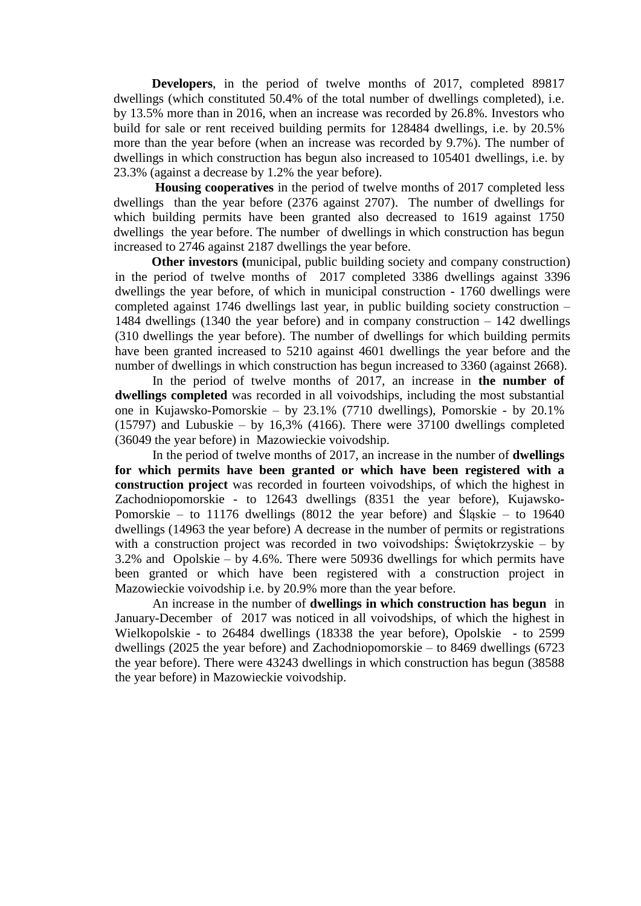**Developers**, in the period of twelve months of 2017, completed 89817 dwellings (which constituted 50.4% of the total number of dwellings completed), i.e. by 13.5% more than in 2016, when an increase was recorded by 26.8%. Investors who build for sale or rent received building permits for 128484 dwellings, i.e. by 20.5% more than the year before (when an increase was recorded by 9.7%). The number of dwellings in which construction has begun also increased to 105401 dwellings, i.e. by 23.3% (against a decrease by 1.2% the year before).

**Housing cooperatives** in the period of twelve months of 2017 completed less dwellings than the year before (2376 against 2707). The number of dwellings for which building permits have been granted also decreased to 1619 against 1750 dwellings the year before. The number of dwellings in which construction has begun increased to 2746 against 2187 dwellings the year before.

**Other investors (**municipal, public building society and company construction) in the period of twelve months of 2017 completed 3386 dwellings against 3396 dwellings the year before, of which in municipal construction - 1760 dwellings were completed against 1746 dwellings last year, in public building society construction – 1484 dwellings (1340 the year before) and in company construction – 142 dwellings (310 dwellings the year before). The number of dwellings for which building permits have been granted increased to 5210 against 4601 dwellings the year before and the number of dwellings in which construction has begun increased to 3360 (against 2668).

In the period of twelve months of 2017, an increase in **the number of dwellings completed** was recorded in all voivodships, including the most substantial one in Kujawsko-Pomorskie – by 23.1% (7710 dwellings), Pomorskie - by 20.1% (15797) and Lubuskie – by 16,3% (4166). There were 37100 dwellings completed (36049 the year before) in Mazowieckie voivodship.

In the period of twelve months of 2017, an increase in the number of **dwellings for which permits have been granted or which have been registered with a construction project** was recorded in fourteen voivodships, of which the highest in Zachodniopomorskie - to 12643 dwellings (8351 the year before), Kujawsko-Pomorskie – to 11176 dwellings (8012 the year before) and Śląskie – to 19640 dwellings (14963 the year before) A decrease in the number of permits or registrations with a construction project was recorded in two voivodships: Świętokrzyskie – by 3.2% and Opolskie – by 4.6%. There were 50936 dwellings for which permits have been granted or which have been registered with a construction project in Mazowieckie voivodship i.e. by 20.9% more than the year before.

An increase in the number of **dwellings in which construction has begun** in January-December of 2017 was noticed in all voivodships, of which the highest in Wielkopolskie - to 26484 dwellings (18338 the year before), Opolskie - to 2599 dwellings (2025 the year before) and Zachodniopomorskie – to 8469 dwellings (6723 the year before). There were 43243 dwellings in which construction has begun (38588 the year before) in Mazowieckie voivodship.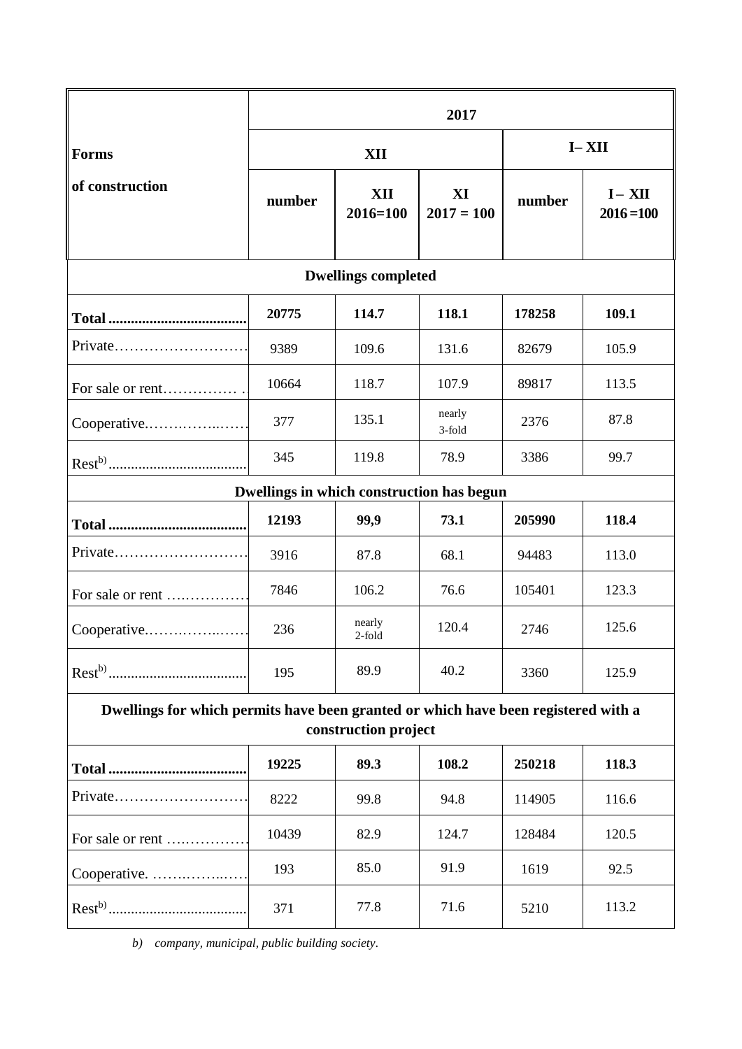| Forms of construction | 2017 | | | | |
|---|---|---|---|---|---|
| | XII | | | I– XII | |
| | number | XII 2016=100 | XI 2017 = 100 | number | I – XII 2016 =100 |
| **Dwellings completed** | | | | | |
| **Total** | **20775** | **114.7** | **118.1** | **178258** | **109.1** |
| Private | 9389 | 109.6 | 131.6 | 82679 | 105.9 |
| For sale or rent | 10664 | 118.7 | 107.9 | 89817 | 113.5 |
| Cooperative | 377 | 135.1 | nearly 3-fold | 2376 | 87.8 |
| Rest[b)] | 345 | 119.8 | 78.9 | 3386 | 99.7 |
| **Dwellings in which construction has begun** | | | | | |
| **Total** | **12193** | **99,9** | **73.1** | **205990** | **118.4** |
| Private | 3916 | 87.8 | 68.1 | 94483 | 113.0 |
| For sale or rent | 7846 | 106.2 | 76.6 | 105401 | 123.3 |
| Cooperative | 236 | nearly 2-fold | 120.4 | 2746 | 125.6 |
| Rest[b)] | 195 | 89.9 | 40.2 | 3360 | 125.9 |
| **Dwellings for which permits have been granted or which have been registered with a construction project** | | | | | |
| **Total** | **19225** | **89.3** | **108.2** | **250218** | **118.3** |
| Private | 8222 | 99.8 | 94.8 | 114905 | 116.6 |
| For sale or rent | 10439 | 82.9 | 124.7 | 128484 | 120.5 |
| Cooperative. | 193 | 85.0 | 91.9 | 1619 | 92.5 |
| Rest[b)] | 371 | 77.8 | 71.6 | 5210 | 113.2 |

*b) company, municipal, public building society.*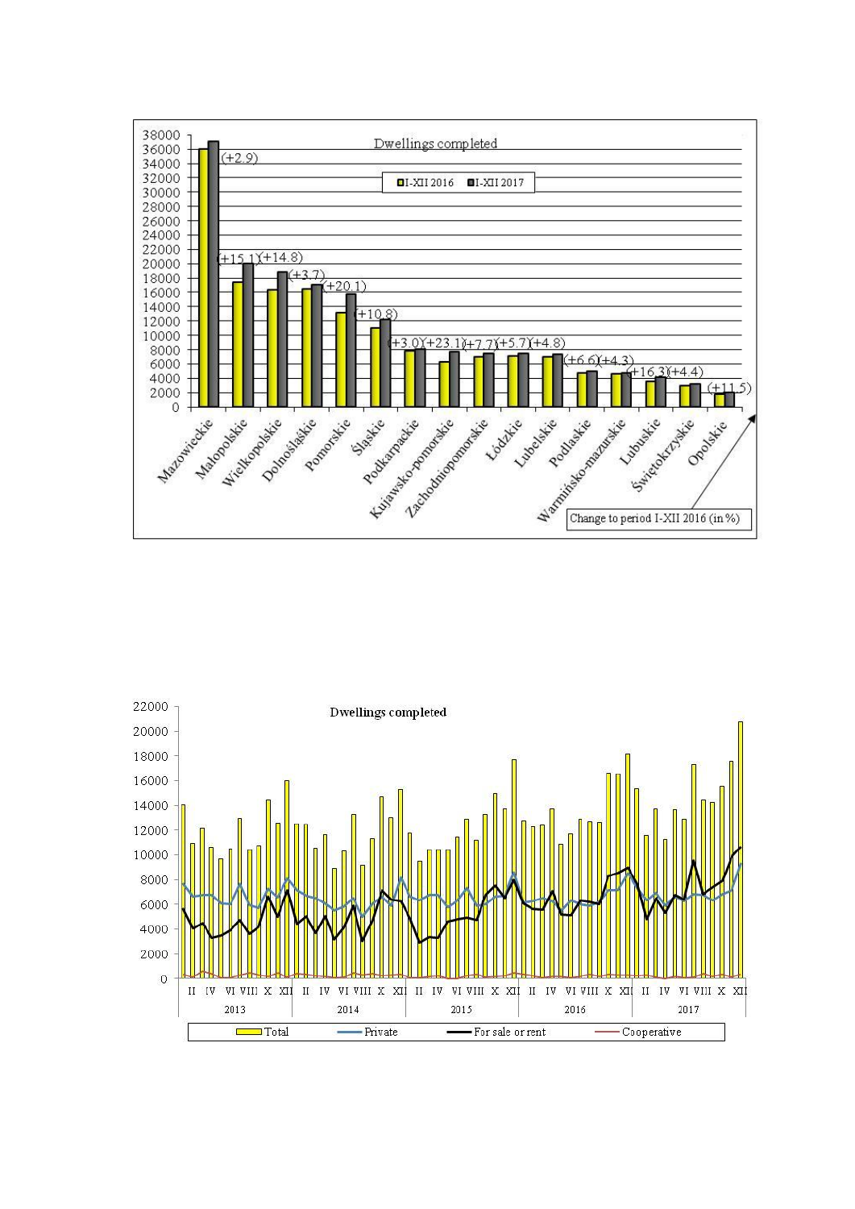**Dwellings completed**

I-XII 2016 | I-XII 2017

| Voivodship | Change to period I-XII 2016 (in %) |
|---|---|
| Mazowieckie | +2.9 |
| Małopolskie | +15.1 |
| Wielkopolskie | +14.8 |
| Dolnośląskie | +3.7 |
| Pomorskie | +20.1 |
| Śląskie | +10.8 |
| Podkarpackie | +3.0 |
| Kujawsko-pomorskie | +23.1 |
| Zachodniopomorskie | +7.7 |
| Łódzkie | +5.7 |
| Lubelskie | +4.8 |
| Podlaskie | +6.6 |
| Warmińsko-mazurskie | +4.3 |
| Lubuskie | +16.3 |
| Świętokrzyskie | +4.4 |
| Opolskie | +11.5 |

**Dwellings completed**

2013 | 2014 | 2015 | 2016 | 2017

Total | Private | For sale or rent | Cooperative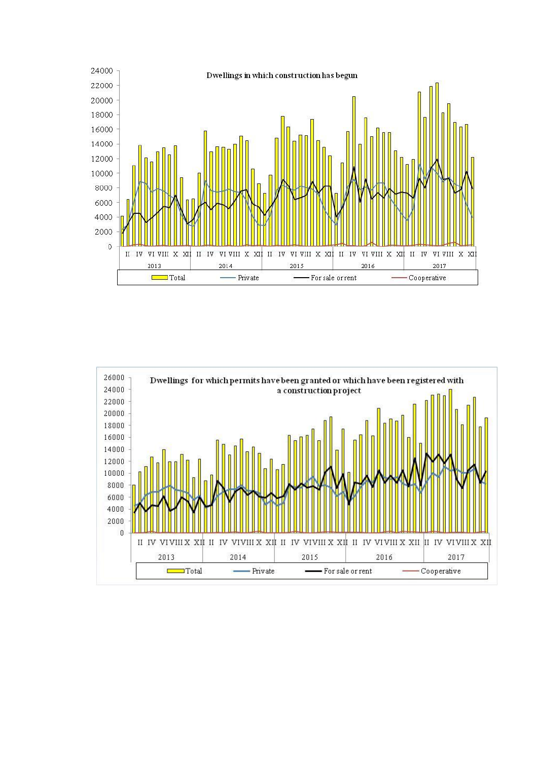Dwellings in which construction has begun

24000
22000
20000
18000
16000
14000
12000
10000
8000
6000
4000
2000
0

II IV VI VIII X XII II IV VI VIII X XII II IV VI VIII X XII II IV VI VIII X XII II IV VI VIII X XII

2013 2014 2015 2016 2017

Total Private For sale or rent Cooperative

Dwellings for which permits have been granted or which have been registered with a construction project

26000
24000
22000
20000
18000
16000
14000
12000
10000
8000
6000
4000
2000
0

II IV VI VIII X XII II IV VI VIII X XII II IV VI VIII X XII II IV VI VIII X XII II IV VI VIII X XII

2013 2014 2015 2016 2017

Total Private For sale or rent Cooperative